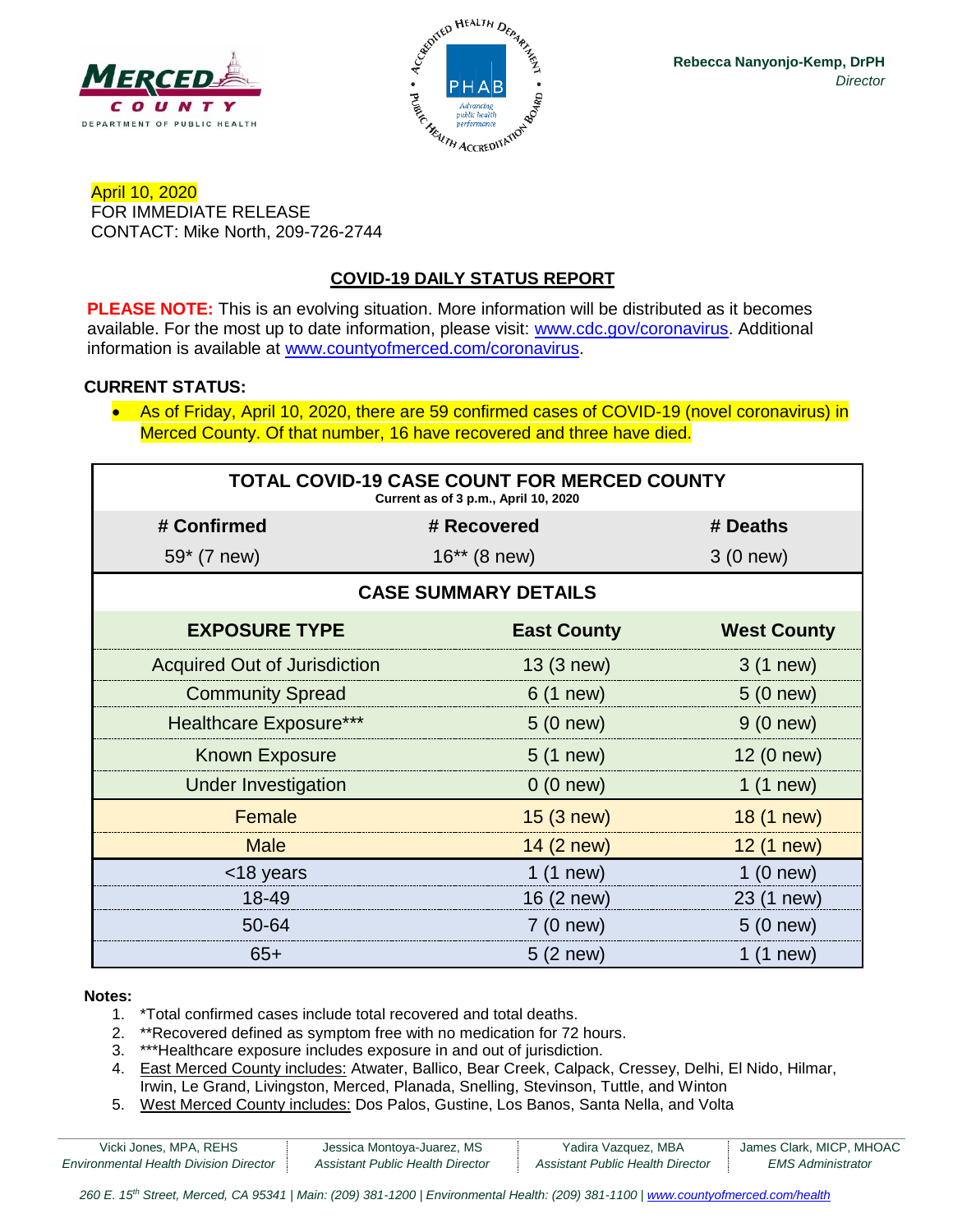Rebecca Nanyonjo-Kemp, DrPH
*Director*

April 10, 2020
FOR IMMEDIATE RELEASE
CONTACT: Mike North, 209-726-2744

## COVID-19 DAILY STATUS REPORT

**PLEASE NOTE:** This is an evolving situation. More information will be distributed as it becomes available. For the most up to date information, please visit: www.cdc.gov/coronavirus. Additional information is available at www.countyofmerced.com/coronavirus.

**CURRENT STATUS:**

- As of Friday, April 10, 2020, there are 59 confirmed cases of COVID-19 (novel coronavirus) in Merced County. Of that number, 16 have recovered and three have died.

**TOTAL COVID-19 CASE COUNT FOR MERCED COUNTY**
Current as of 3 p.m., April 10, 2020

| # Confirmed | # Recovered | # Deaths |
|---|---|---|
| 59* (7 new) | 16** (8 new) | 3 (0 new) |

**CASE SUMMARY DETAILS**

| EXPOSURE TYPE | East County | West County |
|---|---|---|
| Acquired Out of Jurisdiction | 13 (3 new) | 3 (1 new) |
| Community Spread | 6 (1 new) | 5 (0 new) |
| Healthcare Exposure*** | 5 (0 new) | 9 (0 new) |
| Known Exposure | 5 (1 new) | 12 (0 new) |
| Under Investigation | 0 (0 new) | 1 (1 new) |
| Female | 15 (3 new) | 18 (1 new) |
| Male | 14 (2 new) | 12 (1 new) |
| <18 years | 1 (1 new) | 1 (0 new) |
| 18-49 | 16 (2 new) | 23 (1 new) |
| 50-64 | 7 (0 new) | 5 (0 new) |
| 65+ | 5 (2 new) | 1 (1 new) |

**Notes:**

1. *Total confirmed cases include total recovered and total deaths.
2. **Recovered defined as symptom free with no medication for 72 hours.
3. ***Healthcare exposure includes exposure in and out of jurisdiction.
4. East Merced County includes: Atwater, Ballico, Bear Creek, Calpack, Cressey, Delhi, El Nido, Hilmar, Irwin, Le Grand, Livingston, Merced, Planada, Snelling, Stevinson, Tuttle, and Winton
5. West Merced County includes: Dos Palos, Gustine, Los Banos, Santa Nella, and Volta

Vicki Jones, MPA, REHS, *Environmental Health Division Director* | Jessica Montoya-Juarez, MS, *Assistant Public Health Director* | Yadira Vazquez, MBA, *Assistant Public Health Director* | James Clark, MICP, MHOAC, *EMS Administrator*

*260 E. 15th Street, Merced, CA 95341 | Main: (209) 381-1200 | Environmental Health: (209) 381-1100 | www.countyofmerced.com/health*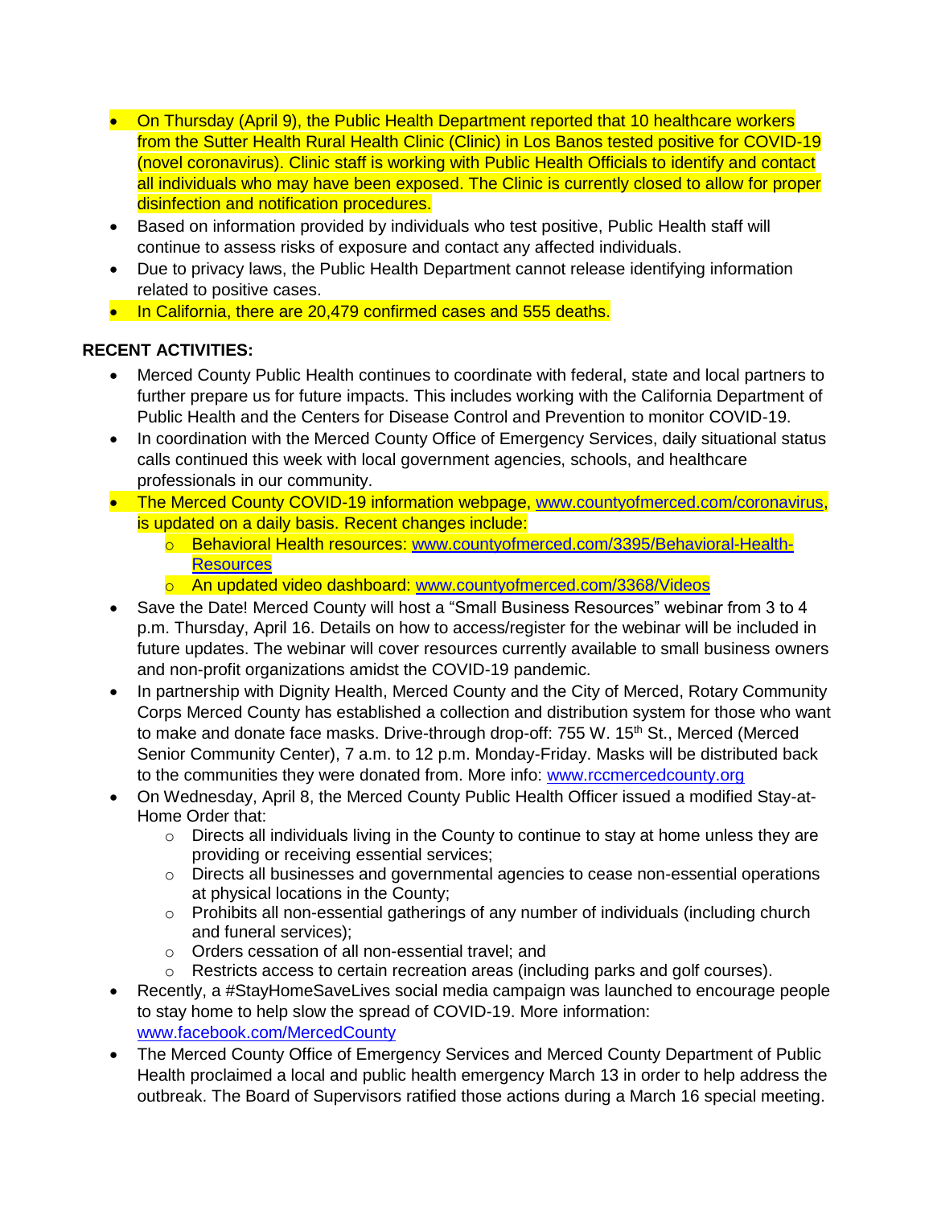- On Thursday (April 9), the Public Health Department reported that 10 healthcare workers from the Sutter Health Rural Health Clinic (Clinic) in Los Banos tested positive for COVID-19 (novel coronavirus). Clinic staff is working with Public Health Officials to identify and contact all individuals who may have been exposed. The Clinic is currently closed to allow for proper disinfection and notification procedures.
- Based on information provided by individuals who test positive, Public Health staff will continue to assess risks of exposure and contact any affected individuals.
- Due to privacy laws, the Public Health Department cannot release identifying information related to positive cases.
- In California, there are 20,479 confirmed cases and 555 deaths.

**RECENT ACTIVITIES:**

- Merced County Public Health continues to coordinate with federal, state and local partners to further prepare us for future impacts. This includes working with the California Department of Public Health and the Centers for Disease Control and Prevention to monitor COVID-19.
- In coordination with the Merced County Office of Emergency Services, daily situational status calls continued this week with local government agencies, schools, and healthcare professionals in our community.
- The Merced County COVID-19 information webpage, www.countyofmerced.com/coronavirus, is updated on a daily basis. Recent changes include:
  - Behavioral Health resources: www.countyofmerced.com/3395/Behavioral-Health-Resources
  - An updated video dashboard: www.countyofmerced.com/3368/Videos
- Save the Date! Merced County will host a "Small Business Resources" webinar from 3 to 4 p.m. Thursday, April 16. Details on how to access/register for the webinar will be included in future updates. The webinar will cover resources currently available to small business owners and non-profit organizations amidst the COVID-19 pandemic.
- In partnership with Dignity Health, Merced County and the City of Merced, Rotary Community Corps Merced County has established a collection and distribution system for those who want to make and donate face masks. Drive-through drop-off: 755 W. 15th St., Merced (Merced Senior Community Center), 7 a.m. to 12 p.m. Monday-Friday. Masks will be distributed back to the communities they were donated from. More info: www.rccmercedcounty.org
- On Wednesday, April 8, the Merced County Public Health Officer issued a modified Stay-at-Home Order that:
  - Directs all individuals living in the County to continue to stay at home unless they are providing or receiving essential services;
  - Directs all businesses and governmental agencies to cease non-essential operations at physical locations in the County;
  - Prohibits all non-essential gatherings of any number of individuals (including church and funeral services);
  - Orders cessation of all non-essential travel; and
  - Restricts access to certain recreation areas (including parks and golf courses).
- Recently, a #StayHomeSaveLives social media campaign was launched to encourage people to stay home to help slow the spread of COVID-19. More information: www.facebook.com/MercedCounty
- The Merced County Office of Emergency Services and Merced County Department of Public Health proclaimed a local and public health emergency March 13 in order to help address the outbreak. The Board of Supervisors ratified those actions during a March 16 special meeting.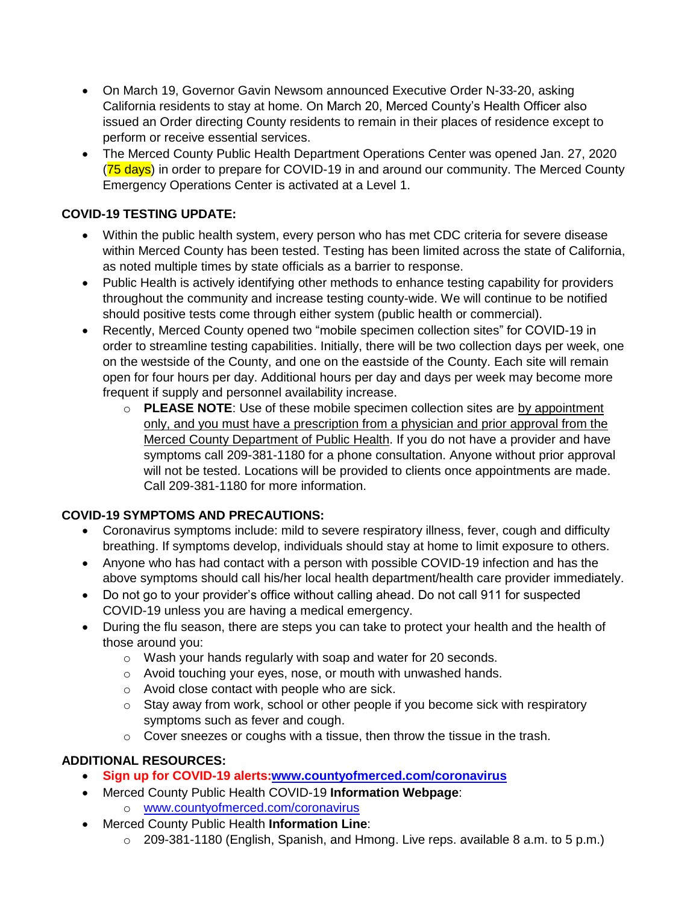- On March 19, Governor Gavin Newsom announced Executive Order N-33-20, asking California residents to stay at home. On March 20, Merced County's Health Officer also issued an Order directing County residents to remain in their places of residence except to perform or receive essential services.
- The Merced County Public Health Department Operations Center was opened Jan. 27, 2020 (75 days) in order to prepare for COVID-19 in and around our community. The Merced County Emergency Operations Center is activated at a Level 1.

**COVID-19 TESTING UPDATE:**

- Within the public health system, every person who has met CDC criteria for severe disease within Merced County has been tested. Testing has been limited across the state of California, as noted multiple times by state officials as a barrier to response.
- Public Health is actively identifying other methods to enhance testing capability for providers throughout the community and increase testing county-wide. We will continue to be notified should positive tests come through either system (public health or commercial).
- Recently, Merced County opened two "mobile specimen collection sites" for COVID-19 in order to streamline testing capabilities. Initially, there will be two collection days per week, one on the westside of the County, and one on the eastside of the County. Each site will remain open for four hours per day. Additional hours per day and days per week may become more frequent if supply and personnel availability increase.
    - **PLEASE NOTE**: Use of these mobile specimen collection sites are by appointment only, and you must have a prescription from a physician and prior approval from the Merced County Department of Public Health. If you do not have a provider and have symptoms call 209-381-1180 for a phone consultation. Anyone without prior approval will not be tested. Locations will be provided to clients once appointments are made. Call 209-381-1180 for more information.

**COVID-19 SYMPTOMS AND PRECAUTIONS:**

- Coronavirus symptoms include: mild to severe respiratory illness, fever, cough and difficulty breathing. If symptoms develop, individuals should stay at home to limit exposure to others.
- Anyone who has had contact with a person with possible COVID-19 infection and has the above symptoms should call his/her local health department/health care provider immediately.
- Do not go to your provider's office without calling ahead. Do not call 911 for suspected COVID-19 unless you are having a medical emergency.
- During the flu season, there are steps you can take to protect your health and the health of those around you:
    - Wash your hands regularly with soap and water for 20 seconds.
    - Avoid touching your eyes, nose, or mouth with unwashed hands.
    - Avoid close contact with people who are sick.
    - Stay away from work, school or other people if you become sick with respiratory symptoms such as fever and cough.
    - Cover sneezes or coughs with a tissue, then throw the tissue in the trash.

**ADDITIONAL RESOURCES:**

- **Sign up for COVID-19 alerts:[www.countyofmerced.com/coronavirus](www.countyofmerced.com/coronavirus)**
- Merced County Public Health COVID-19 **Information Webpage**:
    - [www.countyofmerced.com/coronavirus](www.countyofmerced.com/coronavirus)
- Merced County Public Health **Information Line**:
    - 209-381-1180 (English, Spanish, and Hmong. Live reps. available 8 a.m. to 5 p.m.)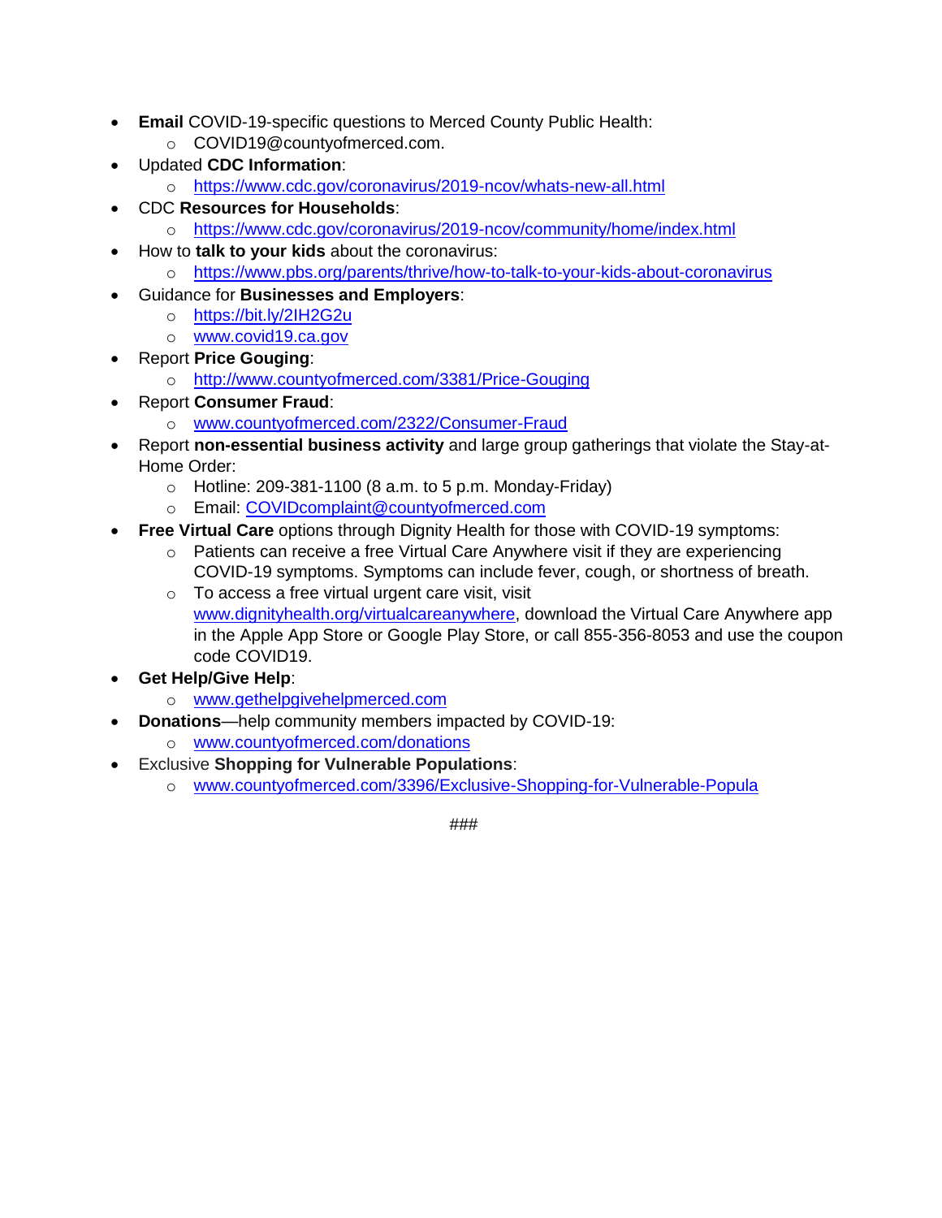- **Email** COVID-19-specific questions to Merced County Public Health:
    - COVID19@countyofmerced.com.
- Updated **CDC Information**:
    - https://www.cdc.gov/coronavirus/2019-ncov/whats-new-all.html
- CDC **Resources for Households**:
    - https://www.cdc.gov/coronavirus/2019-ncov/community/home/index.html
- How to **talk to your kids** about the coronavirus:
    - https://www.pbs.org/parents/thrive/how-to-talk-to-your-kids-about-coronavirus
- Guidance for **Businesses and Employers**:
    - https://bit.ly/2IH2G2u
    - www.covid19.ca.gov
- Report **Price Gouging**:
    - http://www.countyofmerced.com/3381/Price-Gouging
- Report **Consumer Fraud**:
    - www.countyofmerced.com/2322/Consumer-Fraud
- Report **non-essential business activity** and large group gatherings that violate the Stay-at-Home Order:
    - Hotline: 209-381-1100 (8 a.m. to 5 p.m. Monday-Friday)
    - Email: COVIDcomplaint@countyofmerced.com
- **Free Virtual Care** options through Dignity Health for those with COVID-19 symptoms:
    - Patients can receive a free Virtual Care Anywhere visit if they are experiencing COVID-19 symptoms. Symptoms can include fever, cough, or shortness of breath.
    - To access a free virtual urgent care visit, visit www.dignityhealth.org/virtualcareanywhere, download the Virtual Care Anywhere app in the Apple App Store or Google Play Store, or call 855-356-8053 and use the coupon code COVID19.
- **Get Help/Give Help**:
    - www.gethelpgivehelpmerced.com
- **Donations**—help community members impacted by COVID-19:
    - www.countyofmerced.com/donations
- Exclusive **Shopping for Vulnerable Populations**:
    - www.countyofmerced.com/3396/Exclusive-Shopping-for-Vulnerable-Popula

###